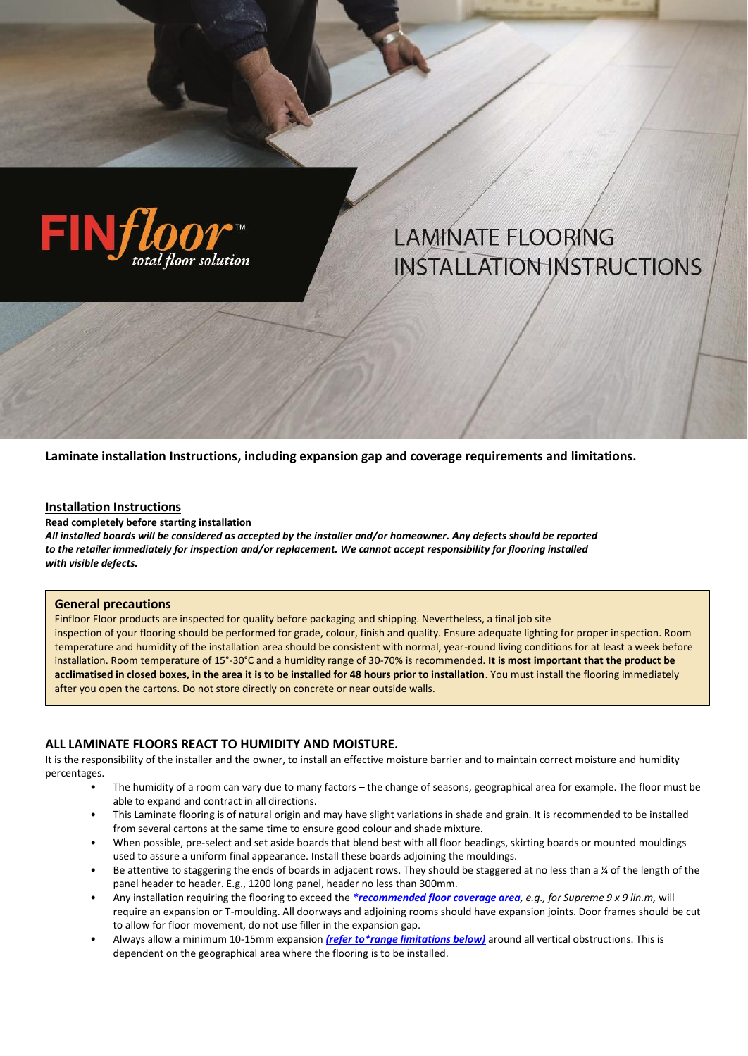FINfloor™ total floor solution

# LAMINATE FLOORING INSTALLATION INSTRUCTIONS

**Laminate installation Instructions, including expansion gap and coverage requirements and limitations.**

## Installation Instructions

**Read completely before starting installation**

***All installed boards will be considered as accepted by the installer and/or homeowner. Any defects should be reported to the retailer immediately for inspection and/or replacement. We cannot accept responsibility for flooring installed with visible defects.***

### General precautions

Finfloor Floor products are inspected for quality before packaging and shipping. Nevertheless, a final job site inspection of your flooring should be performed for grade, colour, finish and quality. Ensure adequate lighting for proper inspection. Room temperature and humidity of the installation area should be consistent with normal, year-round living conditions for at least a week before installation. Room temperature of 15°-30°C and a humidity range of 30-70% is recommended. **It is most important that the product be acclimatised in closed boxes, in the area it is to be installed for 48 hours prior to installation**. You must install the flooring immediately after you open the cartons. Do not store directly on concrete or near outside walls.

### ALL LAMINATE FLOORS REACT TO HUMIDITY AND MOISTURE.

It is the responsibility of the installer and the owner, to install an effective moisture barrier and to maintain correct moisture and humidity percentages.

- The humidity of a room can vary due to many factors – the change of seasons, geographical area for example. The floor must be able to expand and contract in all directions.
- This Laminate flooring is of natural origin and may have slight variations in shade and grain. It is recommended to be installed from several cartons at the same time to ensure good colour and shade mixture.
- When possible, pre-select and set aside boards that blend best with all floor beadings, skirting boards or mounted mouldings used to assure a uniform final appearance. Install these boards adjoining the mouldings.
- Be attentive to staggering the ends of boards in adjacent rows. They should be staggered at no less than a ¼ of the length of the panel header to header. E.g., 1200 long panel, header no less than 300mm.
- Any installation requiring the flooring to exceed the ***\*recommended floor coverage area**, e.g., for Supreme 9 x 9 lin.m,* will require an expansion or T-moulding. All doorways and adjoining rooms should have expansion joints. Door frames should be cut to allow for floor movement, do not use filler in the expansion gap.
- Always allow a minimum 10-15mm expansion ***(refer to\*range limitations below)*** around all vertical obstructions. This is dependent on the geographical area where the flooring is to be installed.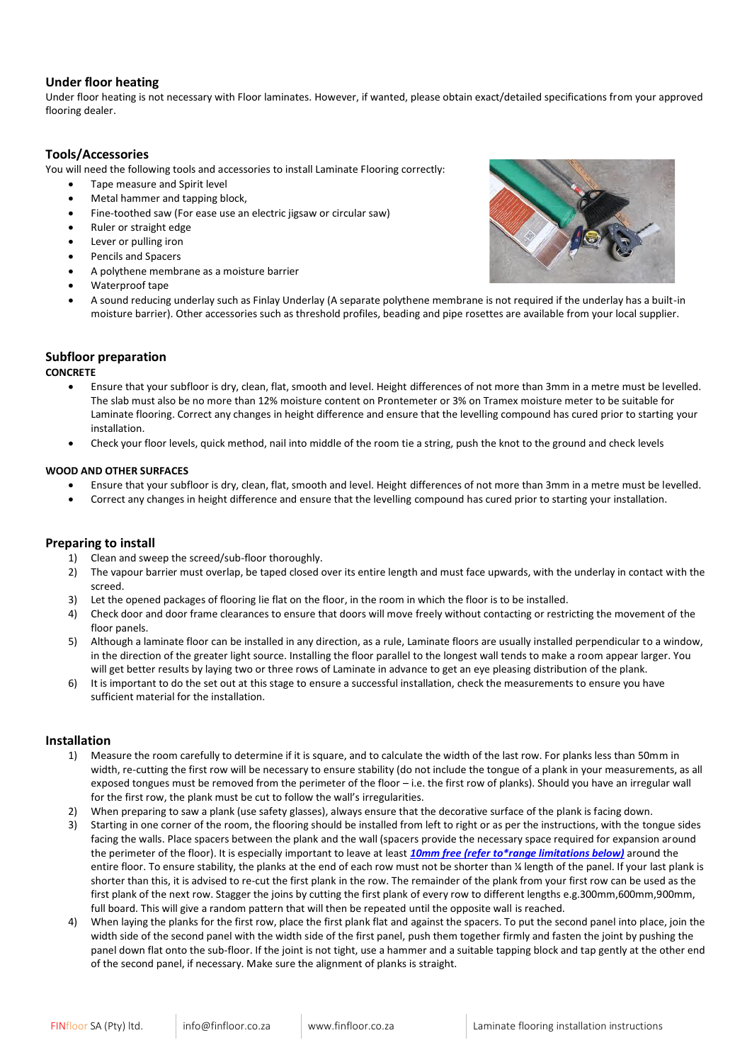## Under floor heating

Under floor heating is not necessary with Floor laminates. However, if wanted, please obtain exact/detailed specifications from your approved flooring dealer.

## Tools/Accessories

You will need the following tools and accessories to install Laminate Flooring correctly:

- Tape measure and Spirit level
- Metal hammer and tapping block,
- Fine-toothed saw (For ease use an electric jigsaw or circular saw)
- Ruler or straight edge
- Lever or pulling iron
- Pencils and Spacers
- A polythene membrane as a moisture barrier
- Waterproof tape
- A sound reducing underlay such as Finlay Underlay (A separate polythene membrane is not required if the underlay has a built-in moisture barrier). Other accessories such as threshold profiles, beading and pipe rosettes are available from your local supplier.

## Subfloor preparation

**CONCRETE**

- Ensure that your subfloor is dry, clean, flat, smooth and level. Height differences of not more than 3mm in a metre must be levelled. The slab must also be no more than 12% moisture content on Prontemeter or 3% on Tramex moisture meter to be suitable for Laminate flooring. Correct any changes in height difference and ensure that the levelling compound has cured prior to starting your installation.
- Check your floor levels, quick method, nail into middle of the room tie a string, push the knot to the ground and check levels

**WOOD AND OTHER SURFACES**

- Ensure that your subfloor is dry, clean, flat, smooth and level. Height differences of not more than 3mm in a metre must be levelled.
- Correct any changes in height difference and ensure that the levelling compound has cured prior to starting your installation.

## Preparing to install

1) Clean and sweep the screed/sub-floor thoroughly.
2) The vapour barrier must overlap, be taped closed over its entire length and must face upwards, with the underlay in contact with the screed.
3) Let the opened packages of flooring lie flat on the floor, in the room in which the floor is to be installed.
4) Check door and door frame clearances to ensure that doors will move freely without contacting or restricting the movement of the floor panels.
5) Although a laminate floor can be installed in any direction, as a rule, Laminate floors are usually installed perpendicular to a window, in the direction of the greater light source. Installing the floor parallel to the longest wall tends to make a room appear larger. You will get better results by laying two or three rows of Laminate in advance to get an eye pleasing distribution of the plank.
6) It is important to do the set out at this stage to ensure a successful installation, check the measurements to ensure you have sufficient material for the installation.

## Installation

1) Measure the room carefully to determine if it is square, and to calculate the width of the last row. For planks less than 50mm in width, re-cutting the first row will be necessary to ensure stability (do not include the tongue of a plank in your measurements, as all exposed tongues must be removed from the perimeter of the floor – i.e. the first row of planks). Should you have an irregular wall for the first row, the plank must be cut to follow the wall's irregularities.
2) When preparing to saw a plank (use safety glasses), always ensure that the decorative surface of the plank is facing down.
3) Starting in one corner of the room, the flooring should be installed from left to right or as per the instructions, with the tongue sides facing the walls. Place spacers between the plank and the wall (spacers provide the necessary space required for expansion around the perimeter of the floor). It is especially important to leave at least ***10mm free (refer to*range limitations below)*** around the entire floor. To ensure stability, the planks at the end of each row must not be shorter than ¼ length of the panel. If your last plank is shorter than this, it is advised to re-cut the first plank in the row. The remainder of the plank from your first row can be used as the first plank of the next row. Stagger the joins by cutting the first plank of every row to different lengths e.g.300mm,600mm,900mm, full board. This will give a random pattern that will then be repeated until the opposite wall is reached.
4) When laying the planks for the first row, place the first plank flat and against the spacers. To put the second panel into place, join the width side of the second panel with the width side of the first panel, push them together firmly and fasten the joint by pushing the panel down flat onto the sub-floor. If the joint is not tight, use a hammer and a suitable tapping block and tap gently at the other end of the second panel, if necessary. Make sure the alignment of planks is straight.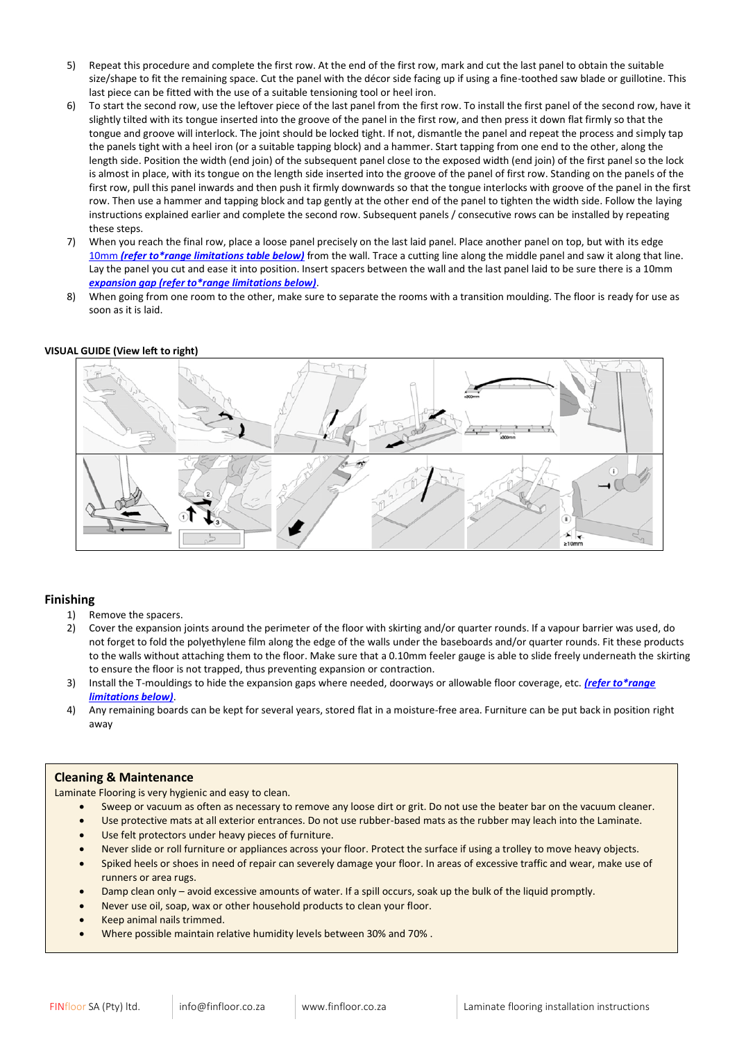5) Repeat this procedure and complete the first row. At the end of the first row, mark and cut the last panel to obtain the suitable size/shape to fit the remaining space. Cut the panel with the décor side facing up if using a fine-toothed saw blade or guillotine. This last piece can be fitted with the use of a suitable tensioning tool or heel iron.
6) To start the second row, use the leftover piece of the last panel from the first row. To install the first panel of the second row, have it slightly tilted with its tongue inserted into the groove of the panel in the first row, and then press it down flat firmly so that the tongue and groove will interlock. The joint should be locked tight. If not, dismantle the panel and repeat the process and simply tap the panels tight with a heel iron (or a suitable tapping block) and a hammer. Start tapping from one end to the other, along the length side. Position the width (end join) of the subsequent panel close to the exposed width (end join) of the first panel so the lock is almost in place, with its tongue on the length side inserted into the groove of the panel of first row. Standing on the panels of the first row, pull this panel inwards and then push it firmly downwards so that the tongue interlocks with groove of the panel in the first row. Then use a hammer and tapping block and tap gently at the other end of the panel to tighten the width side. Follow the laying instructions explained earlier and complete the second row. Subsequent panels / consecutive rows can be installed by repeating these steps.
7) When you reach the final row, place a loose panel precisely on the last laid panel. Place another panel on top, but with its edge 10mm ***(refer to\*range limitations table below)*** from the wall. Trace a cutting line along the middle panel and saw it along that line. Lay the panel you cut and ease it into position. Insert spacers between the wall and the last panel laid to be sure there is a 10mm ***expansion gap (refer to\*range limitations below)***.
8) When going from one room to the other, make sure to separate the rooms with a transition moulding. The floor is ready for use as soon as it is laid.

**VISUAL GUIDE (View left to right)**

## Finishing

1) Remove the spacers.
2) Cover the expansion joints around the perimeter of the floor with skirting and/or quarter rounds. If a vapour barrier was used, do not forget to fold the polyethylene film along the edge of the walls under the baseboards and/or quarter rounds. Fit these products to the walls without attaching them to the floor. Make sure that a 0.10mm feeler gauge is able to slide freely underneath the skirting to ensure the floor is not trapped, thus preventing expansion or contraction.
3) Install the T-mouldings to hide the expansion gaps where needed, doorways or allowable floor coverage, etc. ***(refer to\*range limitations below)***.
4) Any remaining boards can be kept for several years, stored flat in a moisture-free area. Furniture can be put back in position right away

## Cleaning & Maintenance

Laminate Flooring is very hygienic and easy to clean.

- Sweep or vacuum as often as necessary to remove any loose dirt or grit. Do not use the beater bar on the vacuum cleaner.
- Use protective mats at all exterior entrances. Do not use rubber-based mats as the rubber may leach into the Laminate.
- Use felt protectors under heavy pieces of furniture.
- Never slide or roll furniture or appliances across your floor. Protect the surface if using a trolley to move heavy objects.
- Spiked heels or shoes in need of repair can severely damage your floor. In areas of excessive traffic and wear, make use of runners or area rugs.
- Damp clean only – avoid excessive amounts of water. If a spill occurs, soak up the bulk of the liquid promptly.
- Never use oil, soap, wax or other household products to clean your floor.
- Keep animal nails trimmed.
- Where possible maintain relative humidity levels between 30% and 70% .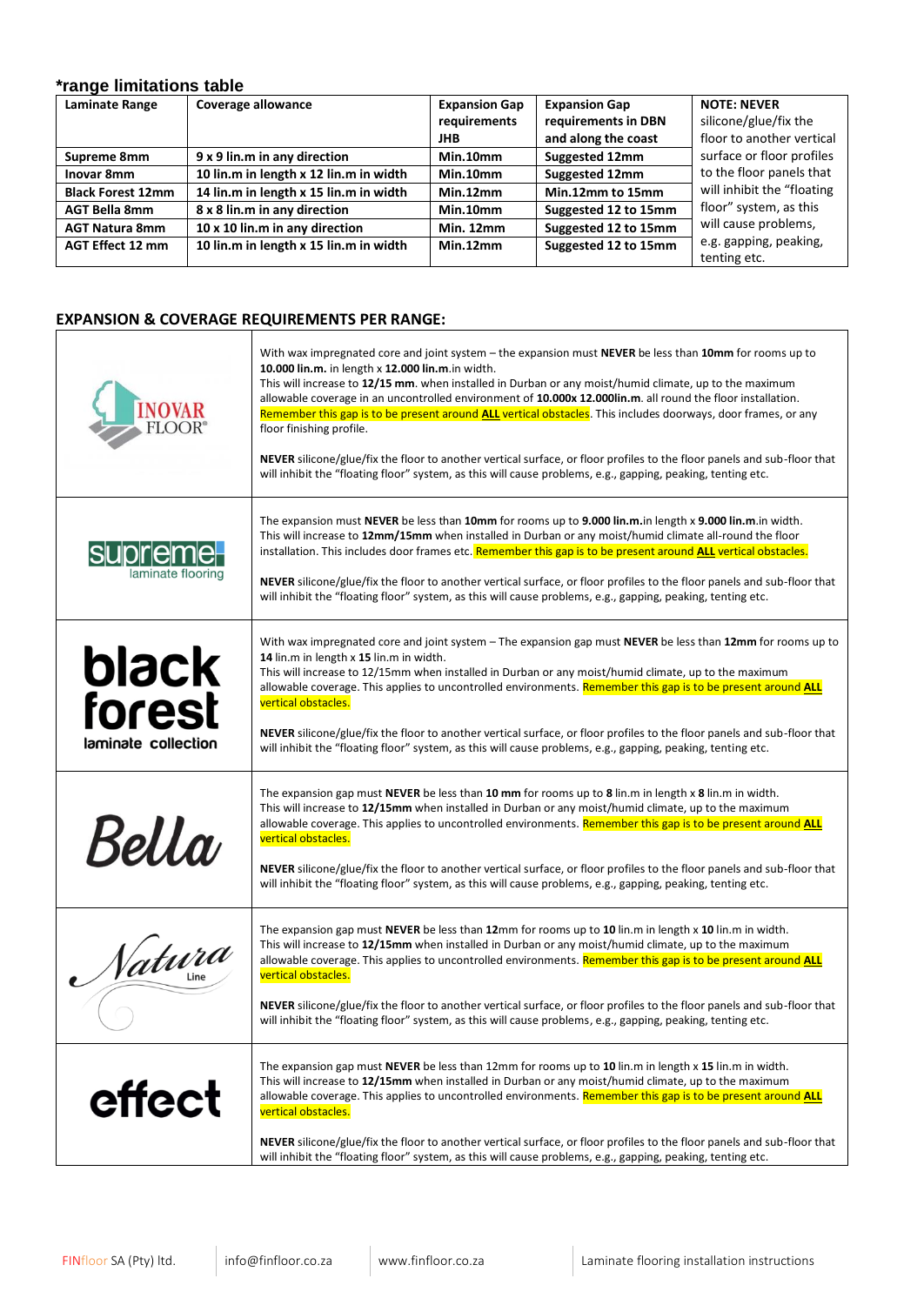### *range limitations table

| Laminate Range | Coverage allowance | Expansion Gap requirements JHB | Expansion Gap requirements in DBN and along the coast | NOTE: NEVER silicone/glue/fix the floor to another vertical surface or floor profiles to the floor panels that will inhibit the "floating floor" system, as this will cause problems, e.g. gapping, peaking, tenting etc. |
|---|---|---|---|---|
| **Supreme 8mm** | **9 x 9 lin.m in any direction** | **Min.10mm** | **Suggested 12mm** | |
| **Inovar 8mm** | **10 lin.m in length x 12 lin.m in width** | **Min.10mm** | **Suggested 12mm** | |
| **Black Forest 12mm** | **14 lin.m in length x 15 lin.m in width** | **Min.12mm** | **Min.12mm to 15mm** | |
| **AGT Bella 8mm** | **8 x 8 lin.m in any direction** | **Min.10mm** | **Suggested 12 to 15mm** | |
| **AGT Natura 8mm** | **10 x 10 lin.m in any direction** | **Min. 12mm** | **Suggested 12 to 15mm** | |
| **AGT Effect 12 mm** | **10 lin.m in length x 15 lin.m in width** | **Min.12mm** | **Suggested 12 to 15mm** | |

### EXPANSION & COVERAGE REQUIREMENTS PER RANGE:

| | |
|---|---|
| INOVAR FLOOR® | With wax impregnated core and joint system – the expansion must **NEVER** be less than **10mm** for rooms up to **10.000 lin.m.** in length x **12.000 lin.m.** in width. This will increase to **12/15 mm**. when installed in Durban or any moist/humid climate, up to the maximum allowable coverage in an uncontrolled environment of **10.000x 12.000lin.m.** all round the floor installation. Remember this gap is to be present around **ALL** vertical obstacles. This includes doorways, door frames, or any floor finishing profile. **NEVER** silicone/glue/fix the floor to another vertical surface, or floor profiles to the floor panels and sub-floor that will inhibit the "floating floor" system, as this will cause problems, e.g., gapping, peaking, tenting etc. |
| supreme laminate flooring | The expansion must **NEVER** be less than **10mm** for rooms up to **9.000 lin.m.** in length x **9.000 lin.m.** in width. This will increase to **12mm/15mm** when installed in Durban or any moist/humid climate all-round the floor installation. This includes door frames etc. Remember this gap is to be present around **ALL** vertical obstacles. **NEVER** silicone/glue/fix the floor to another vertical surface, or floor profiles to the floor panels and sub-floor that will inhibit the "floating floor" system, as this will cause problems, e.g., gapping, peaking, tenting etc. |
| black forest laminate collection | With wax impregnated core and joint system – The expansion gap must **NEVER** be less than **12mm** for rooms up to **14** lin.m in length x **15** lin.m in width. This will increase to 12/15mm when installed in Durban or any moist/humid climate, up to the maximum allowable coverage. This applies to uncontrolled environments. Remember this gap is to be present around **ALL** vertical obstacles. **NEVER** silicone/glue/fix the floor to another vertical surface, or floor profiles to the floor panels and sub-floor that will inhibit the "floating floor" system, as this will cause problems, e.g., gapping, peaking, tenting etc. |
| Bella | The expansion gap must **NEVER** be less than **10 mm** for rooms up to **8** lin.m in length x **8** lin.m in width. This will increase to **12/15mm** when installed in Durban or any moist/humid climate, up to the maximum allowable coverage. This applies to uncontrolled environments. Remember this gap is to be present around **ALL** vertical obstacles. **NEVER** silicone/glue/fix the floor to another vertical surface, or floor profiles to the floor panels and sub-floor that will inhibit the "floating floor" system, as this will cause problems, e.g., gapping, peaking, tenting etc. |
| Natura Line | The expansion gap must **NEVER** be less than **12**mm for rooms up to **10** lin.m in length x **10** lin.m in width. This will increase to **12/15mm** when installed in Durban or any moist/humid climate, up to the maximum allowable coverage. This applies to uncontrolled environments. Remember this gap is to be present around **ALL** vertical obstacles. **NEVER** silicone/glue/fix the floor to another vertical surface, or floor profiles to the floor panels and sub-floor that will inhibit the "floating floor" system, as this will cause problems, e.g., gapping, peaking, tenting etc. |
| effect | The expansion gap must **NEVER** be less than 12mm for rooms up to **10** lin.m in length x **15** lin.m in width. This will increase to **12/15mm** when installed in Durban or any moist/humid climate, up to the maximum allowable coverage. This applies to uncontrolled environments. Remember this gap is to be present around **ALL** vertical obstacles. **NEVER** silicone/glue/fix the floor to another vertical surface, or floor profiles to the floor panels and sub-floor that will inhibit the "floating floor" system, as this will cause problems, e.g., gapping, peaking, tenting etc. |